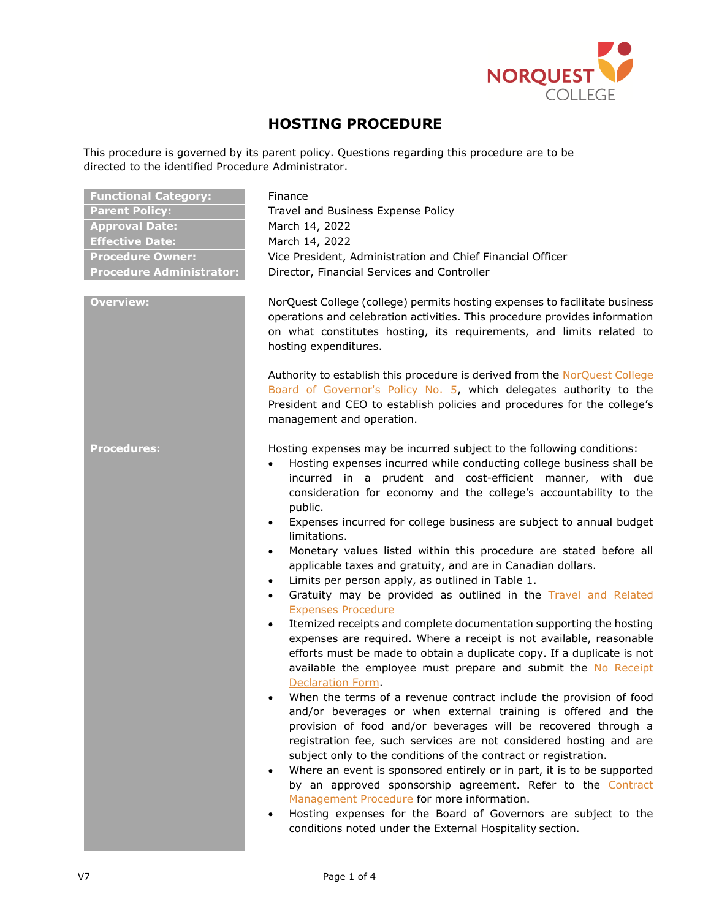# HOSTING PROCEDURE

This procedure is governed by its parent policy. Questions regarding this procedure are to be directed to the identified Procedure Administrator.

| | |
|---|---|
| **Functional Category:** | Finance |
| **Parent Policy:** | Travel and Business Expense Policy |
| **Approval Date:** | March 14, 2022 |
| **Effective Date:** | March 14, 2022 |
| **Procedure Owner:** | Vice President, Administration and Chief Financial Officer |
| **Procedure Administrator:** | Director, Financial Services and Controller |

## Overview:

NorQuest College (college) permits hosting expenses to facilitate business operations and celebration activities. This procedure provides information on what constitutes hosting, its requirements, and limits related to hosting expenditures.

Authority to establish this procedure is derived from the NorQuest College Board of Governor's Policy No. 5, which delegates authority to the President and CEO to establish policies and procedures for the college's management and operation.

## Procedures:

Hosting expenses may be incurred subject to the following conditions:

- Hosting expenses incurred while conducting college business shall be incurred in a prudent and cost-efficient manner, with due consideration for economy and the college's accountability to the public.
- Expenses incurred for college business are subject to annual budget limitations.
- Monetary values listed within this procedure are stated before all applicable taxes and gratuity, and are in Canadian dollars.
- Limits per person apply, as outlined in Table 1.
- Gratuity may be provided as outlined in the Travel and Related Expenses Procedure
- Itemized receipts and complete documentation supporting the hosting expenses are required. Where a receipt is not available, reasonable efforts must be made to obtain a duplicate copy. If a duplicate is not available the employee must prepare and submit the No Receipt Declaration Form.
- When the terms of a revenue contract include the provision of food and/or beverages or when external training is offered and the provision of food and/or beverages will be recovered through a registration fee, such services are not considered hosting and are subject only to the conditions of the contract or registration.
- Where an event is sponsored entirely or in part, it is to be supported by an approved sponsorship agreement. Refer to the Contract Management Procedure for more information.
- Hosting expenses for the Board of Governors are subject to the conditions noted under the External Hospitality section.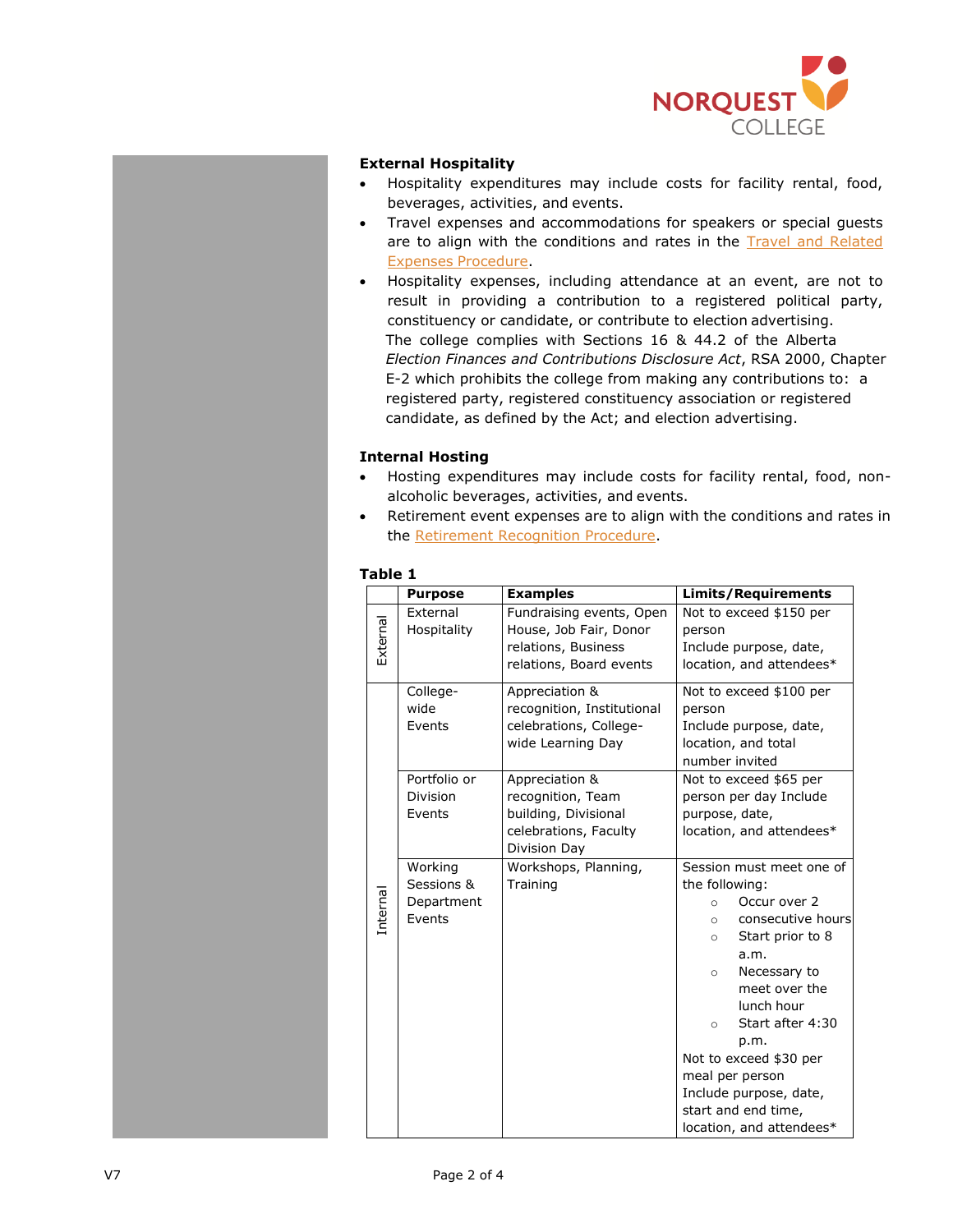**External Hospitality**

- Hospitality expenditures may include costs for facility rental, food, beverages, activities, and events.
- Travel expenses and accommodations for speakers or special guests are to align with the conditions and rates in the Travel and Related Expenses Procedure.
- Hospitality expenses, including attendance at an event, are not to result in providing a contribution to a registered political party, constituency or candidate, or contribute to election advertising. The college complies with Sections 16 & 44.2 of the Alberta *Election Finances and Contributions Disclosure Act*, RSA 2000, Chapter E-2 which prohibits the college from making any contributions to: a registered party, registered constituency association or registered candidate, as defined by the Act; and election advertising.

**Internal Hosting**

- Hosting expenditures may include costs for facility rental, food, non-alcoholic beverages, activities, and events.
- Retirement event expenses are to align with the conditions and rates in the Retirement Recognition Procedure.

**Table 1**

| | Purpose | Examples | Limits/Requirements |
|---|---|---|---|
| External | External Hospitality | Fundraising events, Open House, Job Fair, Donor relations, Business relations, Board events | Not to exceed $150 per person<br>Include purpose, date, location, and attendees* |
| Internal | College-wide Events | Appreciation & recognition, Institutional celebrations, College-wide Learning Day | Not to exceed $100 per person<br>Include purpose, date, location, and total number invited |
| Internal | Portfolio or Division Events | Appreciation & recognition, Team building, Divisional celebrations, Faculty Division Day | Not to exceed $65 per person per day Include purpose, date, location, and attendees* |
| Internal | Working Sessions & Department Events | Workshops, Planning, Training | Session must meet one of the following:<br>○ Occur over 2<br>○ consecutive hours<br>○ Start prior to 8 a.m.<br>○ Necessary to meet over the lunch hour<br>○ Start after 4:30 p.m.<br>Not to exceed $30 per meal per person<br>Include purpose, date, start and end time, location, and attendees* |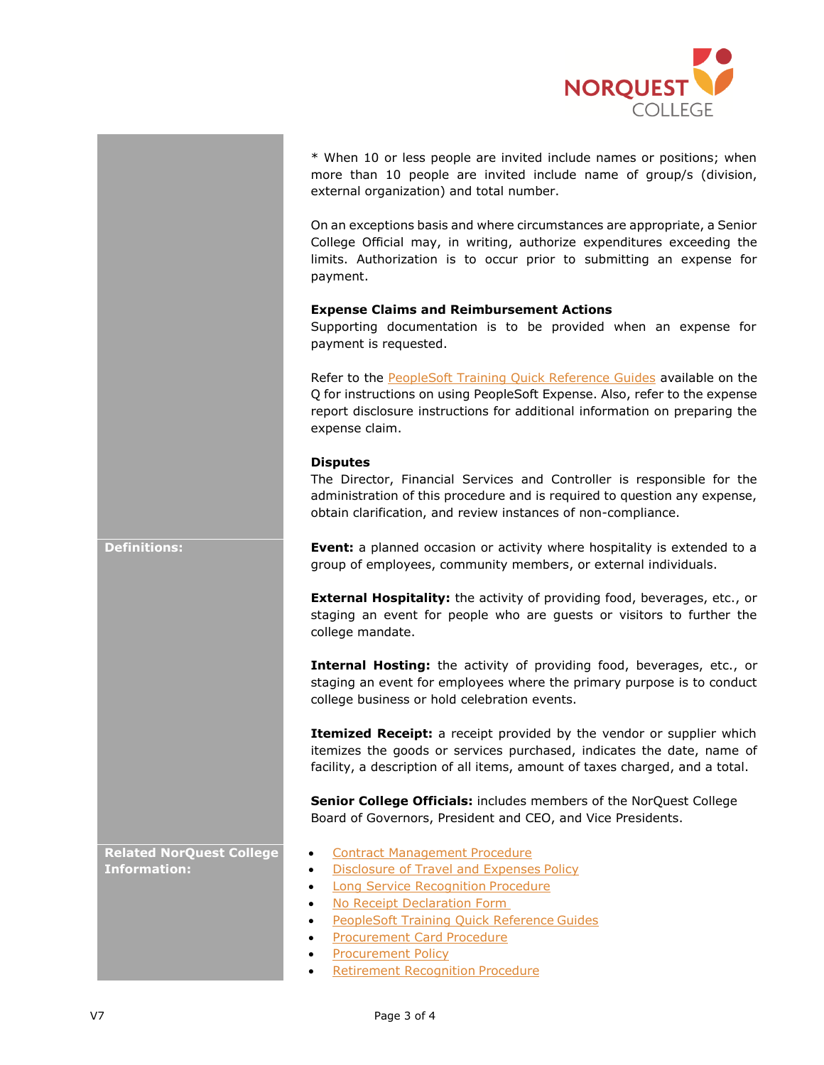* When 10 or less people are invited include names or positions; when more than 10 people are invited include name of group/s (division, external organization) and total number.

On an exceptions basis and where circumstances are appropriate, a Senior College Official may, in writing, authorize expenditures exceeding the limits. Authorization is to occur prior to submitting an expense for payment.

**Expense Claims and Reimbursement Actions**

Supporting documentation is to be provided when an expense for payment is requested.

Refer to the PeopleSoft Training Quick Reference Guides available on the Q for instructions on using PeopleSoft Expense. Also, refer to the expense report disclosure instructions for additional information on preparing the expense claim.

**Disputes**

The Director, Financial Services and Controller is responsible for the administration of this procedure and is required to question any expense, obtain clarification, and review instances of non-compliance.

## Definitions:

**Event:** a planned occasion or activity where hospitality is extended to a group of employees, community members, or external individuals.

**External Hospitality:** the activity of providing food, beverages, etc., or staging an event for people who are guests or visitors to further the college mandate.

**Internal Hosting:** the activity of providing food, beverages, etc., or staging an event for employees where the primary purpose is to conduct college business or hold celebration events.

**Itemized Receipt:** a receipt provided by the vendor or supplier which itemizes the goods or services purchased, indicates the date, name of facility, a description of all items, amount of taxes charged, and a total.

**Senior College Officials:** includes members of the NorQuest College Board of Governors, President and CEO, and Vice Presidents.

## Related NorQuest College Information:

- Contract Management Procedure
- Disclosure of Travel and Expenses Policy
- Long Service Recognition Procedure
- No Receipt Declaration Form
- PeopleSoft Training Quick Reference Guides
- Procurement Card Procedure
- Procurement Policy
- Retirement Recognition Procedure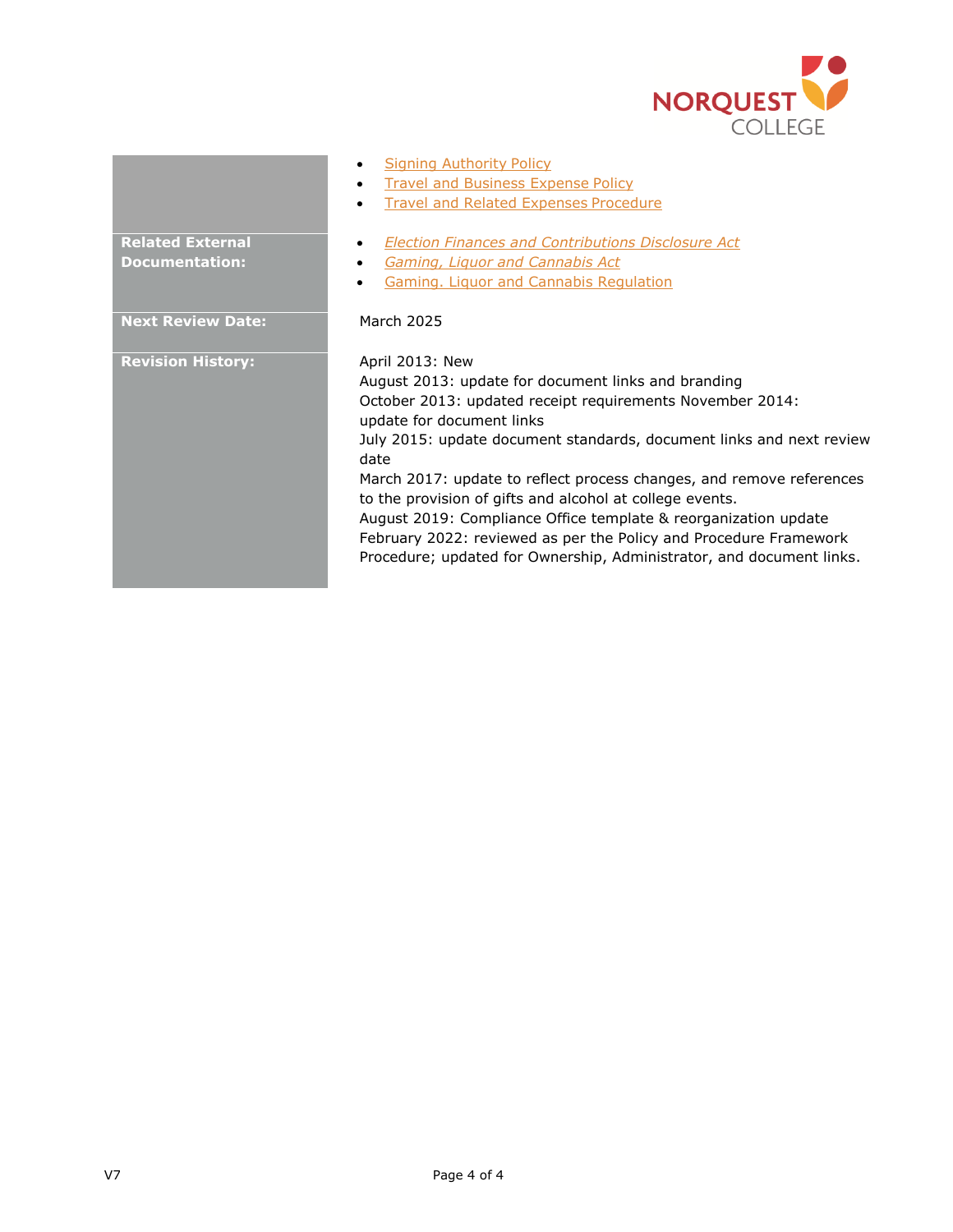| | |
|---|---|
| | • Signing Authority Policy<br>• Travel and Business Expense Policy<br>• Travel and Related Expenses Procedure |
| **Related External Documentation:** | • *Election Finances and Contributions Disclosure Act*<br>• *Gaming, Liquor and Cannabis Act*<br>• Gaming. Liquor and Cannabis Regulation |
| **Next Review Date:** | March 2025 |
| **Revision History:** | April 2013: New<br>August 2013: update for document links and branding<br>October 2013: updated receipt requirements November 2014: update for document links<br>July 2015: update document standards, document links and next review date<br>March 2017: update to reflect process changes, and remove references to the provision of gifts and alcohol at college events.<br>August 2019: Compliance Office template & reorganization update<br>February 2022: reviewed as per the Policy and Procedure Framework Procedure; updated for Ownership, Administrator, and document links. |

V7